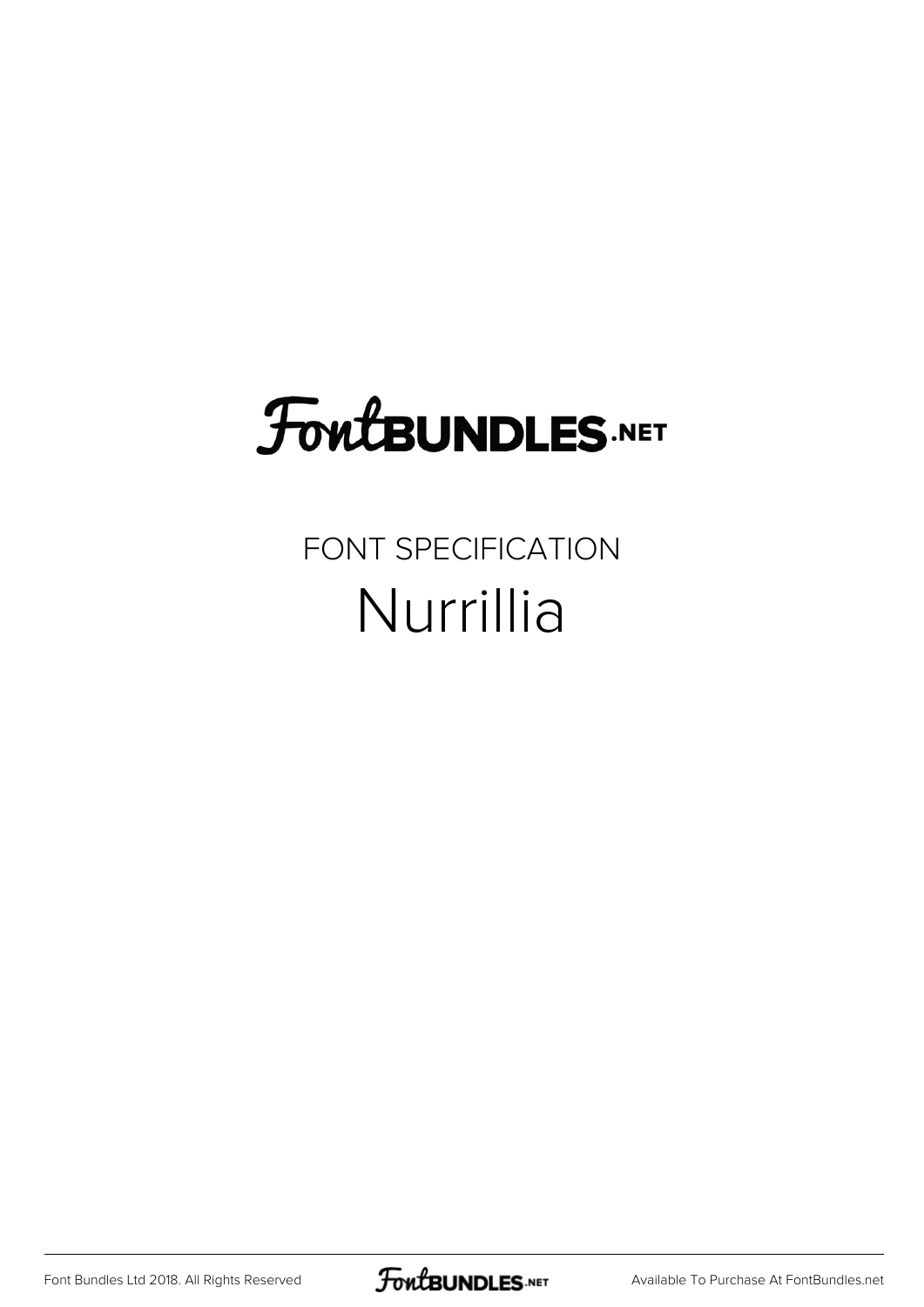FontBUNDLES.NET

FONT SPECIFICATION

# Nurrillia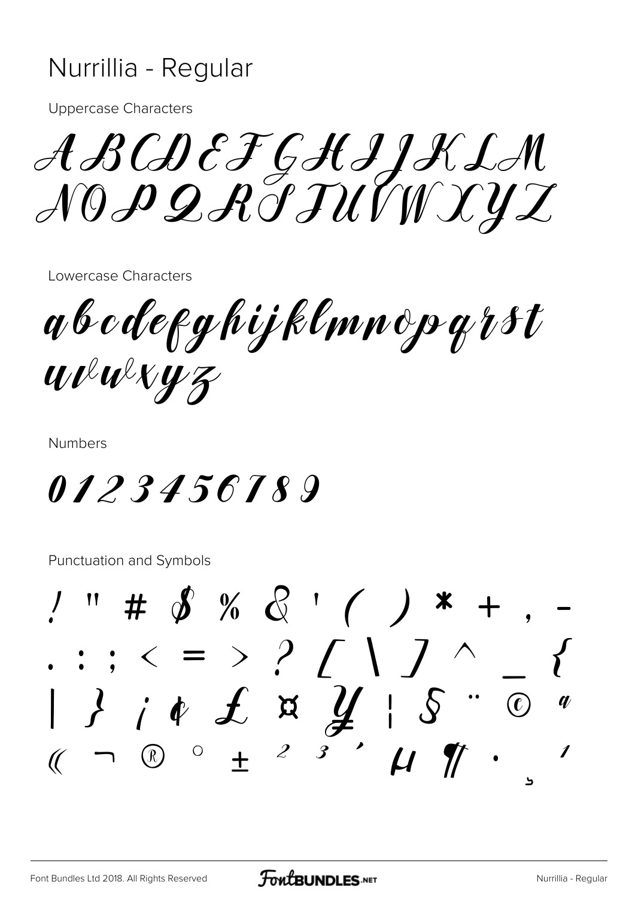# Nurrillia - Regular

Uppercase Characters

A B C D E F G H I J K L M
N O P Q R S T U V W X Y Z

Lowercase Characters

a b c d e f g h i j k l m n o p q r s t
u v w x y z

Numbers

0 1 2 3 4 5 6 7 8 9

Punctuation and Symbols

! " # $ % & ' ( ) * + , -
. : ; < = > ? [ \ ] ^ _ {
| } ¡ ¢ £ ¤ ¥ ¦ § ¨ © ª
« ¬ ® ° ± ² ³ ´ µ ¶ · ¸ ¹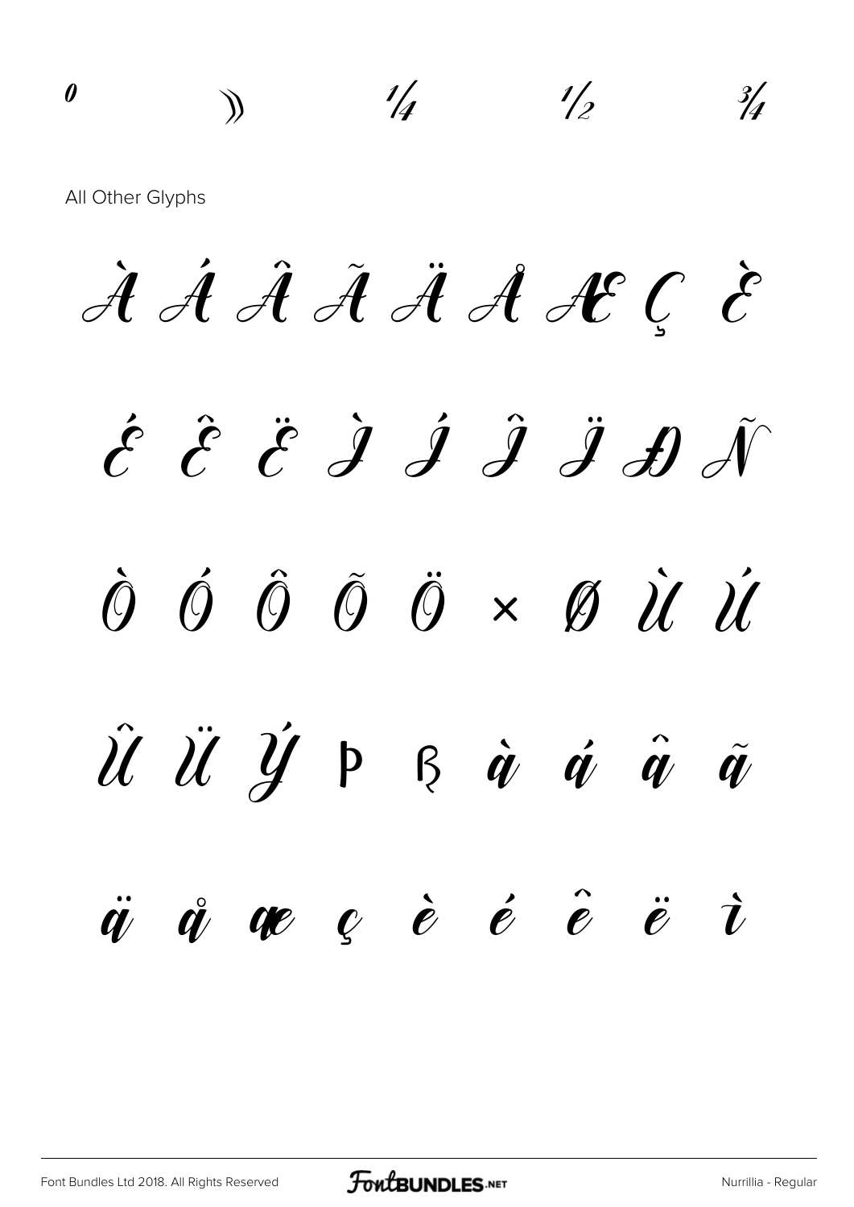0 » ¼ ½ ¾

All Other Glyphs

À Á Â Ã Ä Å Æ Ç È

É Ê Ë Ì Í Î Ï Ð Ñ

Ò Ó Ô Õ Ö × Ø Ù Ú

Û Ü Ý Þ ß à á â ã

ä å æ ç è é ê ë ì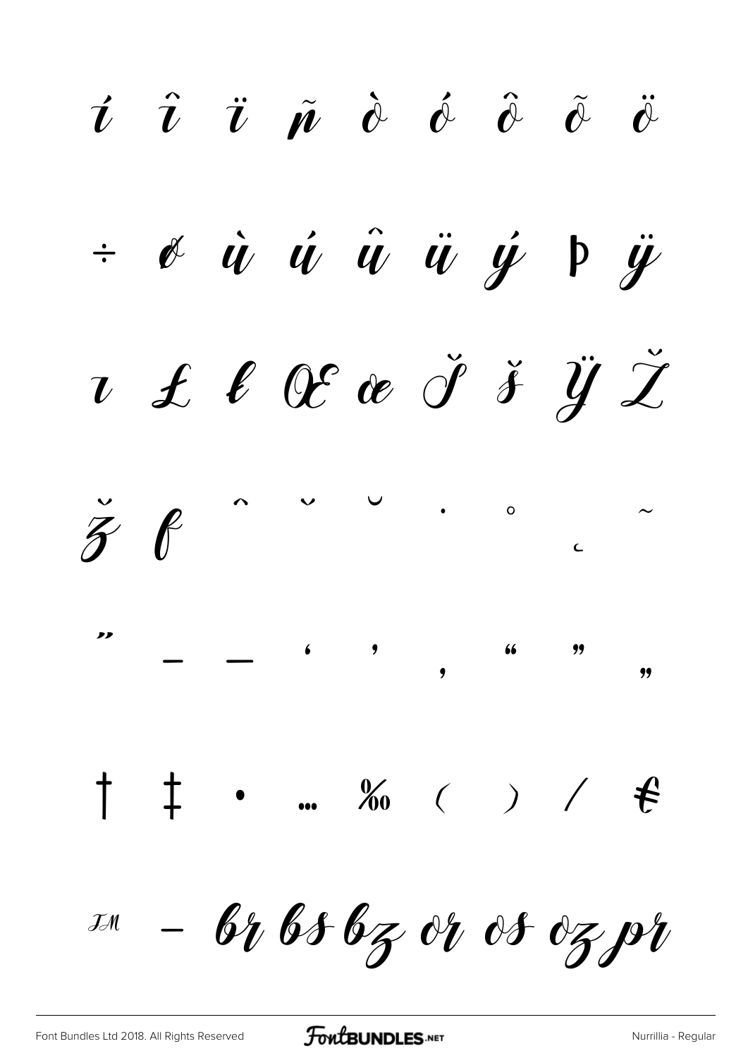í î ï ñ ò ó ô õ ö

÷ ø ù ú û ü ý þ ÿ

ı £ ł Œ œ Š š Ÿ Ž

ž ƒ ˆ ˇ ˘ ˙ ˚ ˛ ˜

˝ – — ‘ ’ ‚ “ ” „

† ‡ • … ‰ ‹ › ⁄ €

™ − br bs bz or os oz pr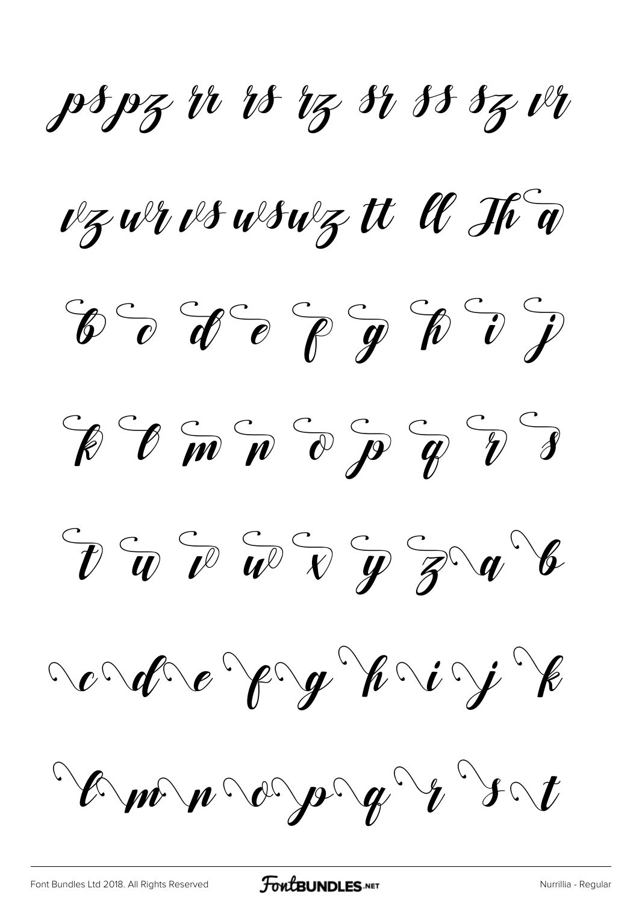ps pz rr rs rz sr ss sz vr

vz wr vs ws wz tt ll Th a

b c d e f g h i j

k l m n o p q r s

t u v w x y z a b

c d e f g h i j k

l m n o p q r s t

Font Bundles Ltd 2018. All Rights Reserved

Nurrillia - Regular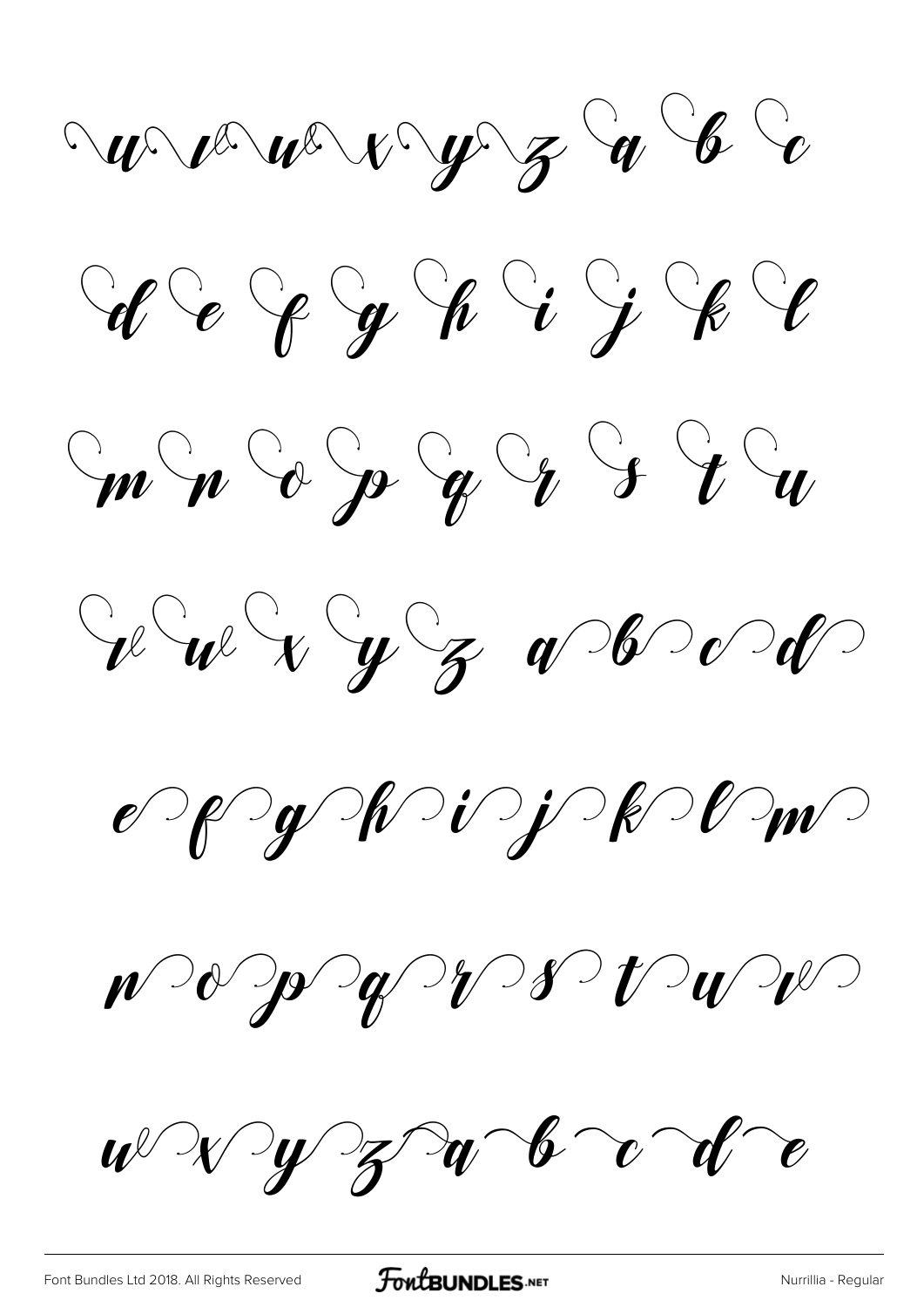u v w x y z a b c

d e f g h i j k l

m n o p q r s t u

v w x y z a b c d

e f g h i j k l m

n o p q r s t u v

w x y z a b c d e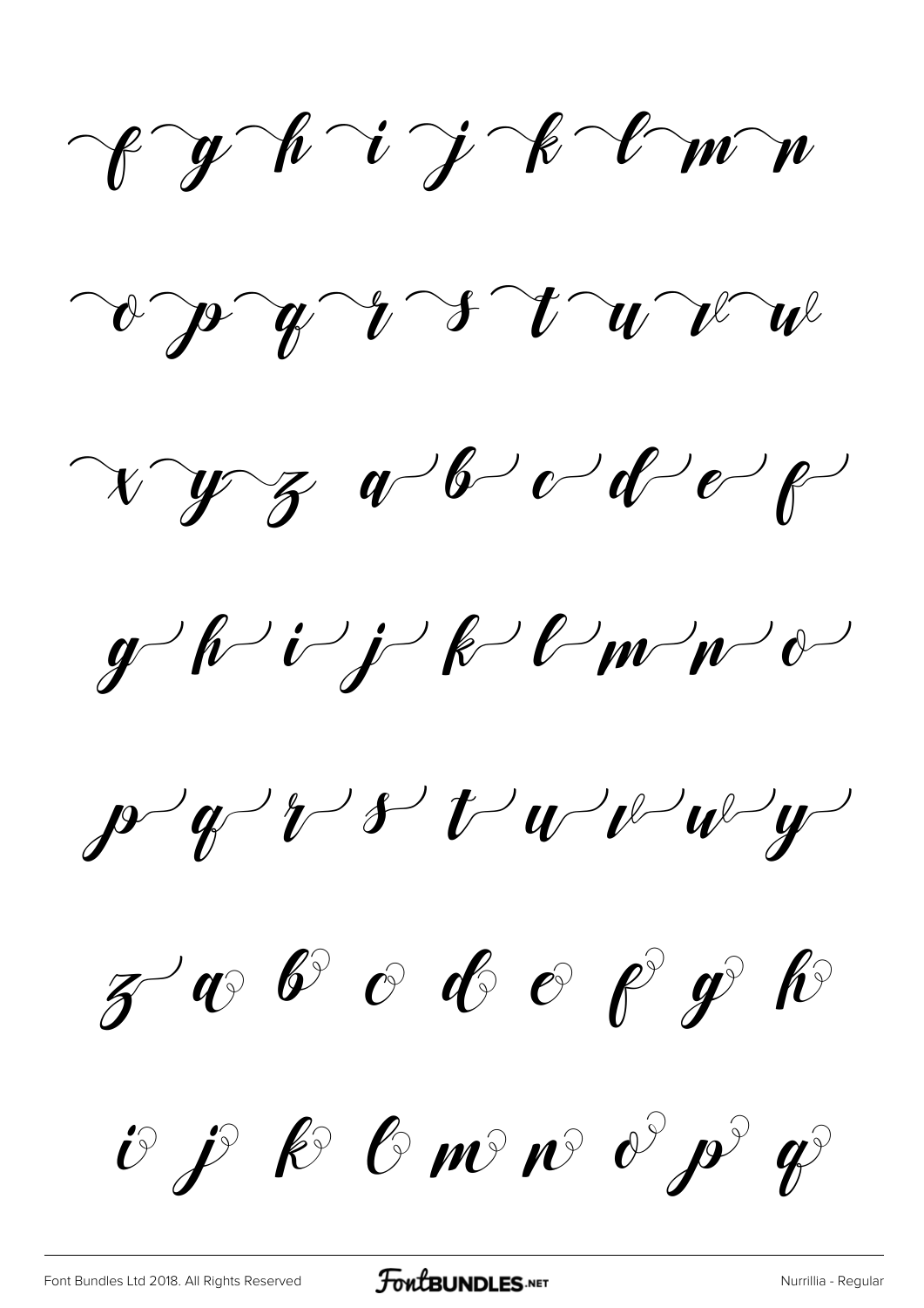f g h i j k l m n

o p q r s t u v w

x y z a b c d e f

g h i j k l m n o

p q r s t u v w y

z a b c d e f g h

i j k l m n o p q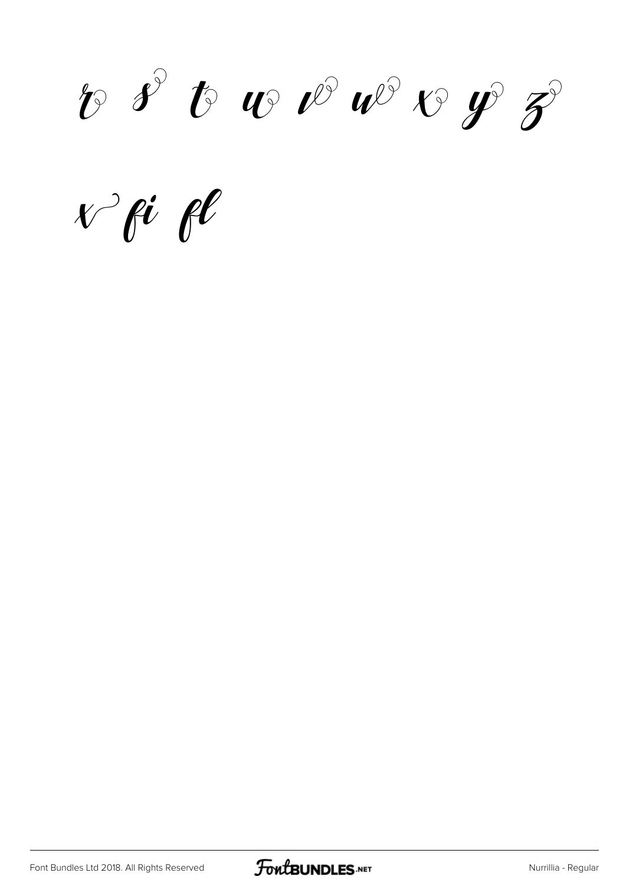r s t u v w x y z

v fi fl